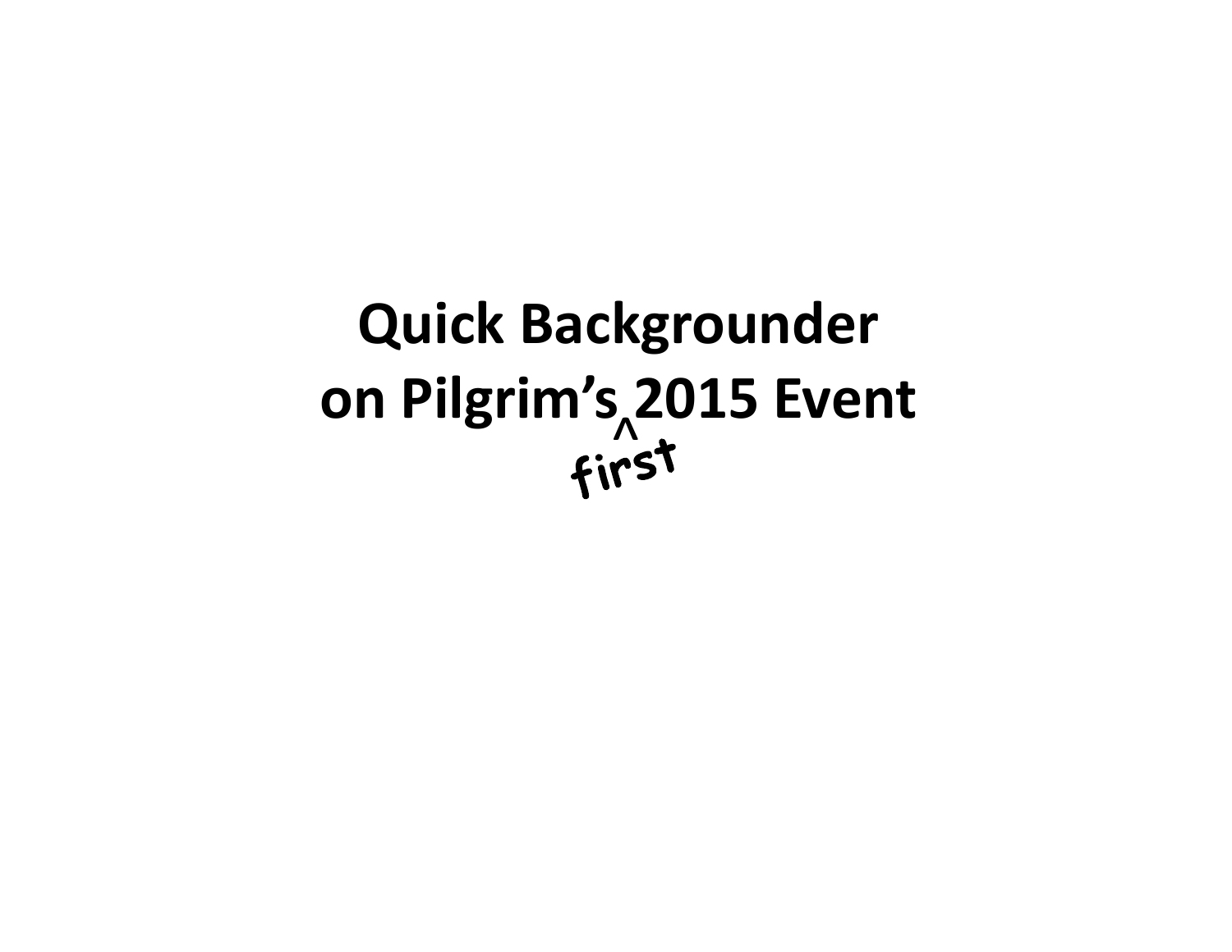# Quick Backgrounder on Pilgrim's first 2015 Event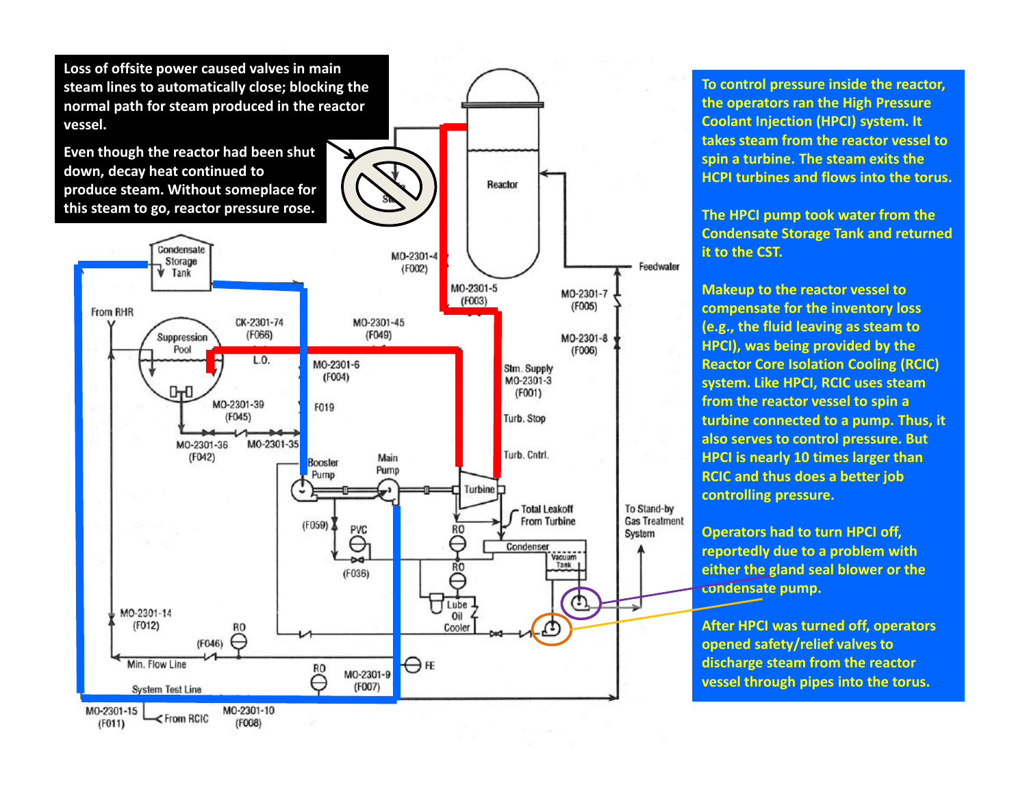Loss of offsite power caused valves in main steam lines to automatically close; blocking the normal path for steam produced in the reactor vessel.

Even though the reactor had been shut down, decay heat continued to produce steam. Without someplace for this steam to go, reactor pressure rose.

To control pressure inside the reactor, the operators ran the High Pressure Coolant Injection (HPCI) system. It takes steam from the reactor vessel to spin a turbine. The steam exits the HCPI turbines and flows into the torus.

The HPCI pump took water from the Condensate Storage Tank and returned it to the CST.

Makeup to the reactor vessel to compensate for the inventory loss (e.g., the fluid leaving as steam to HPCI), was being provided by the Reactor Core Isolation Cooling (RCIC) system. Like HPCI, RCIC uses steam from the reactor vessel to spin a turbine connected to a pump. Thus, it also serves to control pressure. But HPCI is nearly 10 times larger than RCIC and thus does a better job controlling pressure.

Operators had to turn HPCI off, reportedly due to a problem with either the gland seal blower or the condensate pump.

After HPCI was turned off, operators opened safety/relief valves to discharge steam from the reactor vessel through pipes into the torus.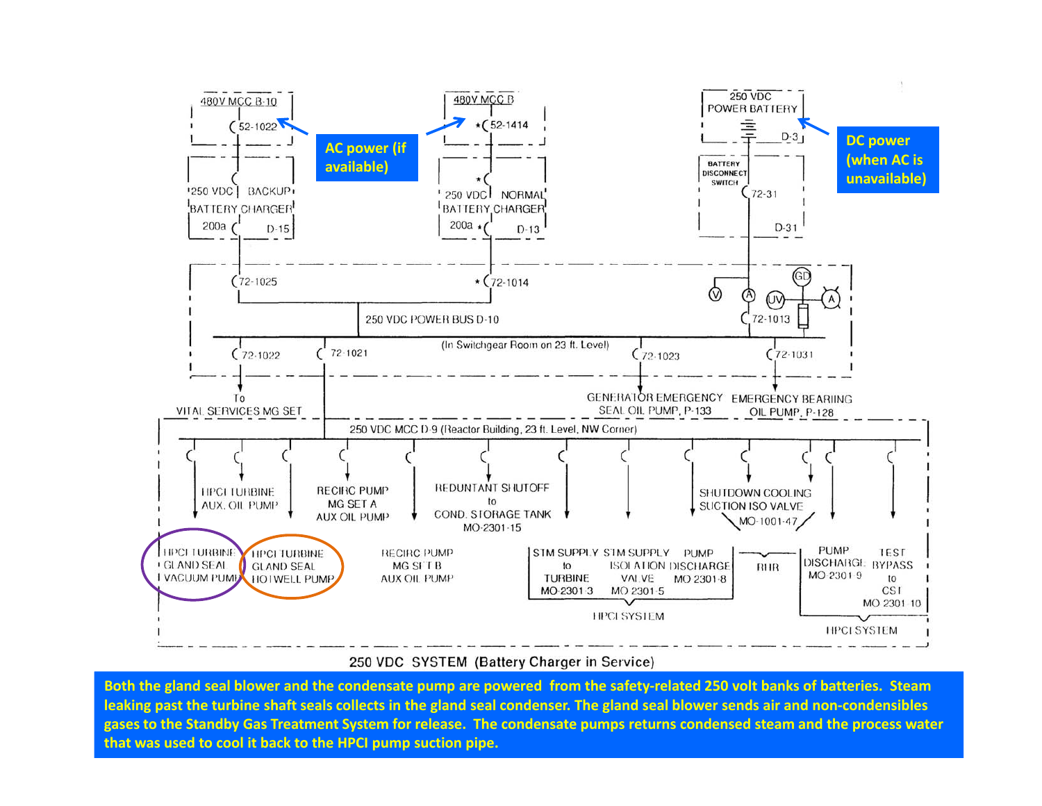480V MCC B-10

52-1022

AC power (if available)

480V MCC B

52-1414

250 VDC POWER BATTERY

D-3

DC power (when AC is unavailable)

250 VDC BACKUP BATTERY CHARGER

200a D-15

250 VDC NORMAL BATTERY CHARGER

200a D-13

BATTERY DISCONNECT SWITCH

72-31

D-31

72-1025

72-1014

V A GD UV A

72-1013

250 VDC POWER BUS D-10

(In Switchgear Room on 23 ft. Level)

72-1022

72-1021

72-1023

72-1031

To VITAL SERVICES MG SET

GENERATOR EMERGENCY SEAL OIL PUMP, P-133

EMERGENCY BEARING OIL PUMP, P-128

250 VDC MCC D-9 (Reactor Building, 23 ft. Level, NW Corner)

HPCI TURBINE AUX. OIL PUMP

RECIRC PUMP MG SET A AUX OIL PUMP

REDUNTANT SHUTOFF to COND. STORAGE TANK MO-2301-15

SHUTDOWN COOLING SUCTION ISO VALVE MO-1001-47

HPCI TURBINE GLAND SEAL VACUUM PUMP

HPCI TURBINE GLAND SEAL HOTWELL PUMP

RECIRC PUMP MG SET B AUX OIL PUMP

STM SUPPLY to TURBINE MO-2301-3

STM SUPPLY ISOLATION VALVE MO 2301-5

PUMP DISCHARGE MO 2301-8

HPCI SYSTEM

RHR

PUMP DISCHARGE MO 2301-9

TEST BYPASS to CST MO 2301-10

HPCI SYSTEM

250 VDC SYSTEM (Battery Charger in Service)

**Both the gland seal blower and the condensate pump are powered from the safety-related 250 volt banks of batteries. Steam leaking past the turbine shaft seals collects in the gland seal condenser. The gland seal blower sends air and non-condensibles gases to the Standby Gas Treatment System for release. The condensate pumps returns condensed steam and the process water that was used to cool it back to the HPCI pump suction pipe.**